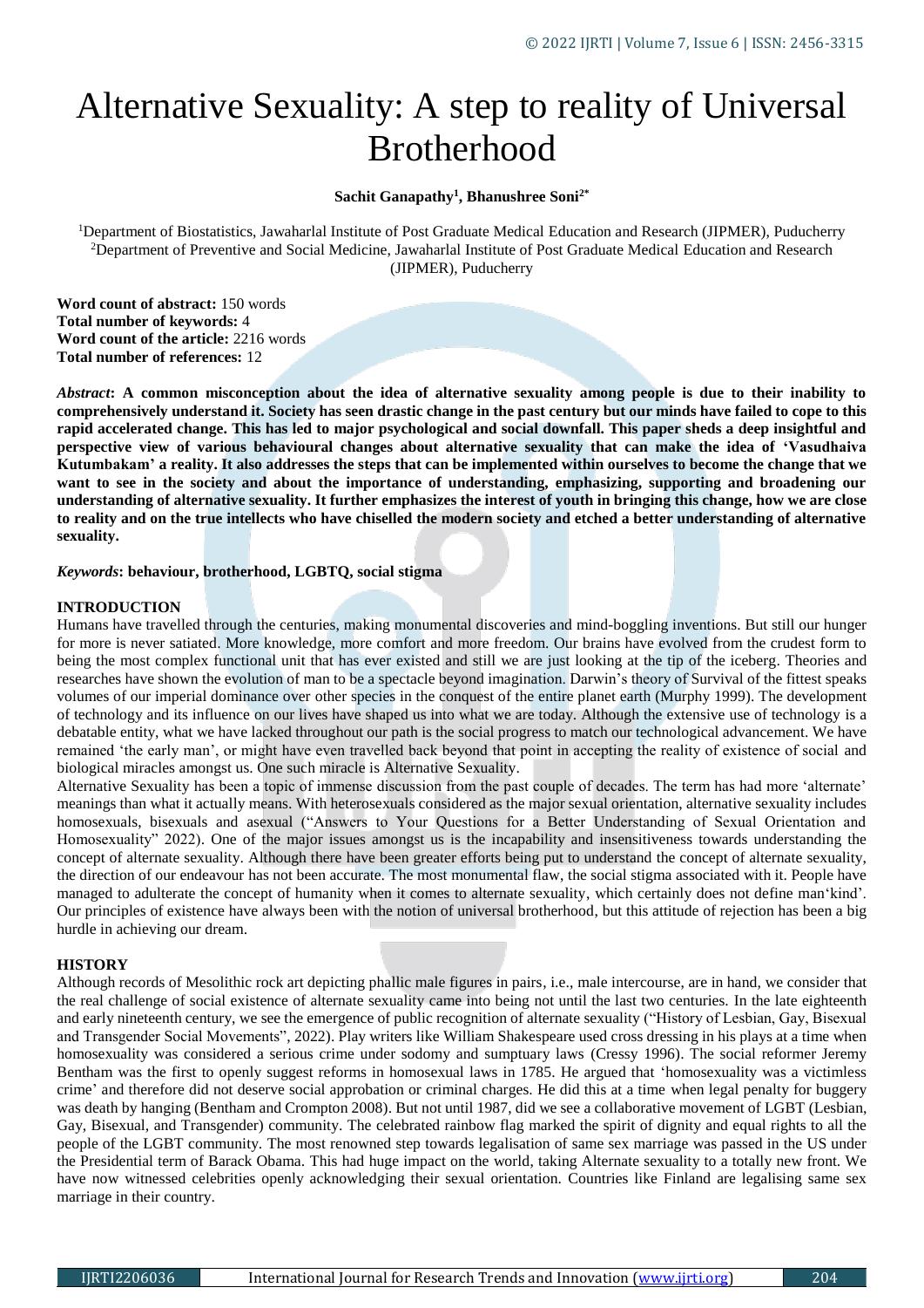# Alternative Sexuality: A step to reality of Universal Brotherhood

**Sachit Ganapathy[1], Bhanushree Soni[2*]**

[1]Department of Biostatistics, Jawaharlal Institute of Post Graduate Medical Education and Research (JIPMER), Puducherry
[2]Department of Preventive and Social Medicine, Jawaharlal Institute of Post Graduate Medical Education and Research (JIPMER), Puducherry

**Word count of abstract:** 150 words
**Total number of keywords:** 4
**Word count of the article:** 2216 words
**Total number of references:** 12

***Abstract*: A common misconception about the idea of alternative sexuality among people is due to their inability to comprehensively understand it. Society has seen drastic change in the past century but our minds have failed to cope to this rapid accelerated change. This has led to major psychological and social downfall. This paper sheds a deep insightful and perspective view of various behavioural changes about alternative sexuality that can make the idea of 'Vasudhaiva Kutumbakam' a reality. It also addresses the steps that can be implemented within ourselves to become the change that we want to see in the society and about the importance of understanding, emphasizing, supporting and broadening our understanding of alternative sexuality. It further emphasizes the interest of youth in bringing this change, how we are close to reality and on the true intellects who have chiselled the modern society and etched a better understanding of alternative sexuality.**

***Keywords*: behaviour, brotherhood, LGBTQ, social stigma**

## INTRODUCTION

Humans have travelled through the centuries, making monumental discoveries and mind-boggling inventions. But still our hunger for more is never satiated. More knowledge, more comfort and more freedom. Our brains have evolved from the crudest form to being the most complex functional unit that has ever existed and still we are just looking at the tip of the iceberg. Theories and researches have shown the evolution of man to be a spectacle beyond imagination. Darwin's theory of Survival of the fittest speaks volumes of our imperial dominance over other species in the conquest of the entire planet earth (Murphy 1999). The development of technology and its influence on our lives have shaped us into what we are today. Although the extensive use of technology is a debatable entity, what we have lacked throughout our path is the social progress to match our technological advancement. We have remained 'the early man', or might have even travelled back beyond that point in accepting the reality of existence of social and biological miracles amongst us. One such miracle is Alternative Sexuality.

Alternative Sexuality has been a topic of immense discussion from the past couple of decades. The term has had more 'alternate' meanings than what it actually means. With heterosexuals considered as the major sexual orientation, alternative sexuality includes homosexuals, bisexuals and asexual ("Answers to Your Questions for a Better Understanding of Sexual Orientation and Homosexuality" 2022). One of the major issues amongst us is the incapability and insensitiveness towards understanding the concept of alternate sexuality. Although there have been greater efforts being put to understand the concept of alternate sexuality, the direction of our endeavour has not been accurate. The most monumental flaw, the social stigma associated with it. People have managed to adulterate the concept of humanity when it comes to alternate sexuality, which certainly does not define man'kind'. Our principles of existence have always been with the notion of universal brotherhood, but this attitude of rejection has been a big hurdle in achieving our dream.

## HISTORY

Although records of Mesolithic rock art depicting phallic male figures in pairs, i.e., male intercourse, are in hand, we consider that the real challenge of social existence of alternate sexuality came into being not until the last two centuries. In the late eighteenth and early nineteenth century, we see the emergence of public recognition of alternate sexuality ("History of Lesbian, Gay, Bisexual and Transgender Social Movements", 2022). Play writers like William Shakespeare used cross dressing in his plays at a time when homosexuality was considered a serious crime under sodomy and sumptuary laws (Cressy 1996). The social reformer Jeremy Bentham was the first to openly suggest reforms in homosexual laws in 1785. He argued that 'homosexuality was a victimless crime' and therefore did not deserve social approbation or criminal charges. He did this at a time when legal penalty for buggery was death by hanging (Bentham and Crompton 2008). But not until 1987, did we see a collaborative movement of LGBT (Lesbian, Gay, Bisexual, and Transgender) community. The celebrated rainbow flag marked the spirit of dignity and equal rights to all the people of the LGBT community. The most renowned step towards legalisation of same sex marriage was passed in the US under the Presidential term of Barack Obama. This had huge impact on the world, taking Alternate sexuality to a totally new front. We have now witnessed celebrities openly acknowledging their sexual orientation. Countries like Finland are legalising same sex marriage in their country.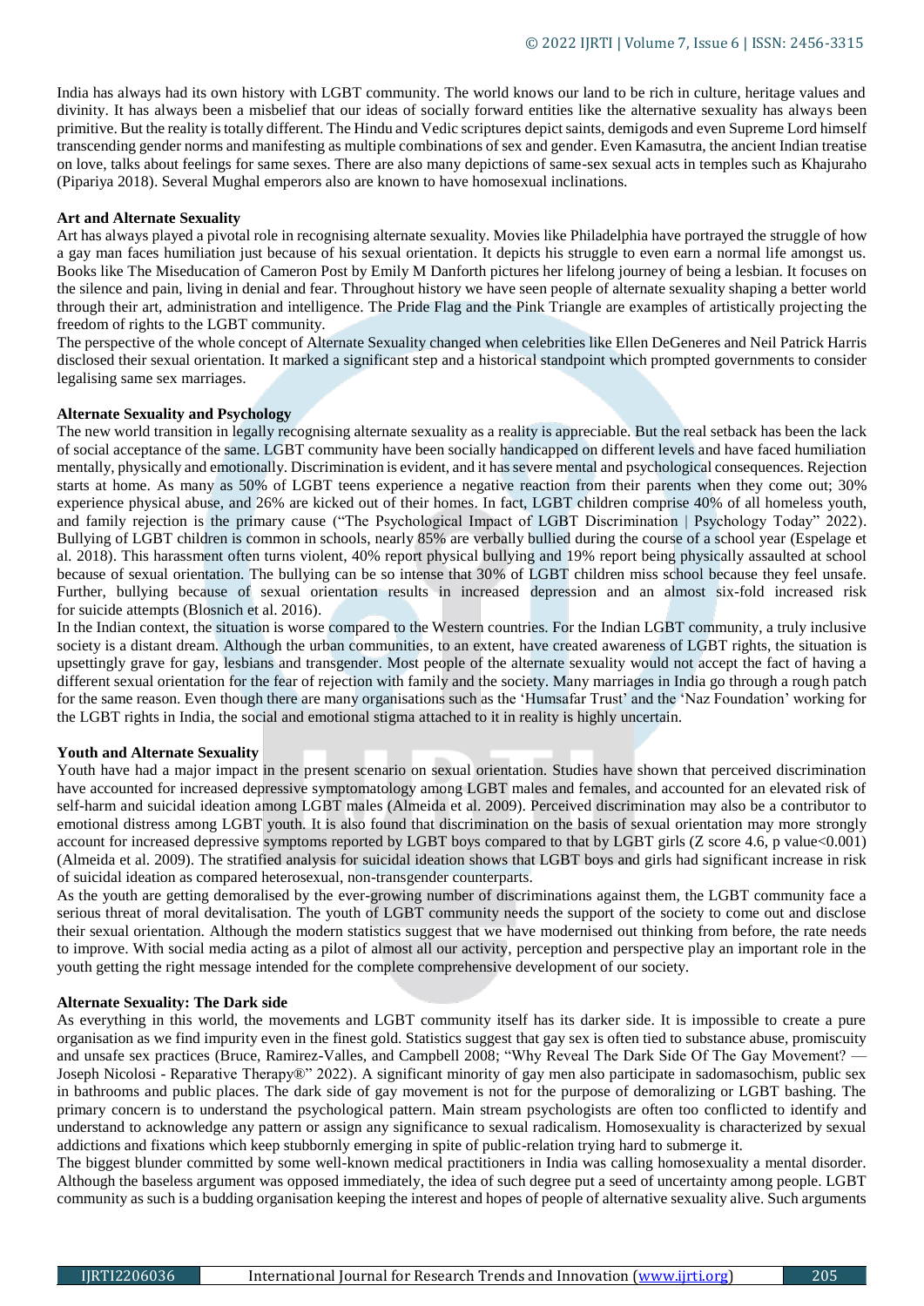India has always had its own history with LGBT community. The world knows our land to be rich in culture, heritage values and divinity. It has always been a misbelief that our ideas of socially forward entities like the alternative sexuality has always been primitive. But the reality is totally different. The Hindu and Vedic scriptures depict saints, demigods and even Supreme Lord himself transcending gender norms and manifesting as multiple combinations of sex and gender. Even Kamasutra, the ancient Indian treatise on love, talks about feelings for same sexes. There are also many depictions of same-sex sexual acts in temples such as Khajuraho (Pipariya 2018). Several Mughal emperors also are known to have homosexual inclinations.

**Art and Alternate Sexuality**

Art has always played a pivotal role in recognising alternate sexuality. Movies like Philadelphia have portrayed the struggle of how a gay man faces humiliation just because of his sexual orientation. It depicts his struggle to even earn a normal life amongst us. Books like The Miseducation of Cameron Post by Emily M Danforth pictures her lifelong journey of being a lesbian. It focuses on the silence and pain, living in denial and fear. Throughout history we have seen people of alternate sexuality shaping a better world through their art, administration and intelligence. The Pride Flag and the Pink Triangle are examples of artistically projecting the freedom of rights to the LGBT community.

The perspective of the whole concept of Alternate Sexuality changed when celebrities like Ellen DeGeneres and Neil Patrick Harris disclosed their sexual orientation. It marked a significant step and a historical standpoint which prompted governments to consider legalising same sex marriages.

**Alternate Sexuality and Psychology**

The new world transition in legally recognising alternate sexuality as a reality is appreciable. But the real setback has been the lack of social acceptance of the same. LGBT community have been socially handicapped on different levels and have faced humiliation mentally, physically and emotionally. Discrimination is evident, and it has severe mental and psychological consequences. Rejection starts at home. As many as 50% of LGBT teens experience a negative reaction from their parents when they come out; 30% experience physical abuse, and 26% are kicked out of their homes. In fact, LGBT children comprise 40% of all homeless youth, and family rejection is the primary cause ("The Psychological Impact of LGBT Discrimination | Psychology Today" 2022). Bullying of LGBT children is common in schools, nearly 85% are verbally bullied during the course of a school year (Espelage et al. 2018). This harassment often turns violent, 40% report physical bullying and 19% report being physically assaulted at school because of sexual orientation. The bullying can be so intense that 30% of LGBT children miss school because they feel unsafe. Further, bullying because of sexual orientation results in increased depression and an almost six-fold increased risk for suicide attempts (Blosnich et al. 2016).

In the Indian context, the situation is worse compared to the Western countries. For the Indian LGBT community, a truly inclusive society is a distant dream. Although the urban communities, to an extent, have created awareness of LGBT rights, the situation is upsettingly grave for gay, lesbians and transgender. Most people of the alternate sexuality would not accept the fact of having a different sexual orientation for the fear of rejection with family and the society. Many marriages in India go through a rough patch for the same reason. Even though there are many organisations such as the 'Humsafar Trust' and the 'Naz Foundation' working for the LGBT rights in India, the social and emotional stigma attached to it in reality is highly uncertain.

**Youth and Alternate Sexuality**

Youth have had a major impact in the present scenario on sexual orientation. Studies have shown that perceived discrimination have accounted for increased depressive symptomatology among LGBT males and females, and accounted for an elevated risk of self-harm and suicidal ideation among LGBT males (Almeida et al. 2009). Perceived discrimination may also be a contributor to emotional distress among LGBT youth. It is also found that discrimination on the basis of sexual orientation may more strongly account for increased depressive symptoms reported by LGBT boys compared to that by LGBT girls (Z score 4.6, p value<0.001) (Almeida et al. 2009). The stratified analysis for suicidal ideation shows that LGBT boys and girls had significant increase in risk of suicidal ideation as compared heterosexual, non-transgender counterparts.

As the youth are getting demoralised by the ever-growing number of discriminations against them, the LGBT community face a serious threat of moral devitalisation. The youth of LGBT community needs the support of the society to come out and disclose their sexual orientation. Although the modern statistics suggest that we have modernised out thinking from before, the rate needs to improve. With social media acting as a pilot of almost all our activity, perception and perspective play an important role in the youth getting the right message intended for the complete comprehensive development of our society.

**Alternate Sexuality: The Dark side**

As everything in this world, the movements and LGBT community itself has its darker side. It is impossible to create a pure organisation as we find impurity even in the finest gold. Statistics suggest that gay sex is often tied to substance abuse, promiscuity and unsafe sex practices (Bruce, Ramirez-Valles, and Campbell 2008; "Why Reveal The Dark Side Of The Gay Movement? — Joseph Nicolosi - Reparative Therapy®" 2022). A significant minority of gay men also participate in sadomasochism, public sex in bathrooms and public places. The dark side of gay movement is not for the purpose of demoralizing or LGBT bashing. The primary concern is to understand the psychological pattern. Main stream psychologists are often too conflicted to identify and understand to acknowledge any pattern or assign any significance to sexual radicalism. Homosexuality is characterized by sexual addictions and fixations which keep stubbornly emerging in spite of public-relation trying hard to submerge it.

The biggest blunder committed by some well-known medical practitioners in India was calling homosexuality a mental disorder. Although the baseless argument was opposed immediately, the idea of such degree put a seed of uncertainty among people. LGBT community as such is a budding organisation keeping the interest and hopes of people of alternative sexuality alive. Such arguments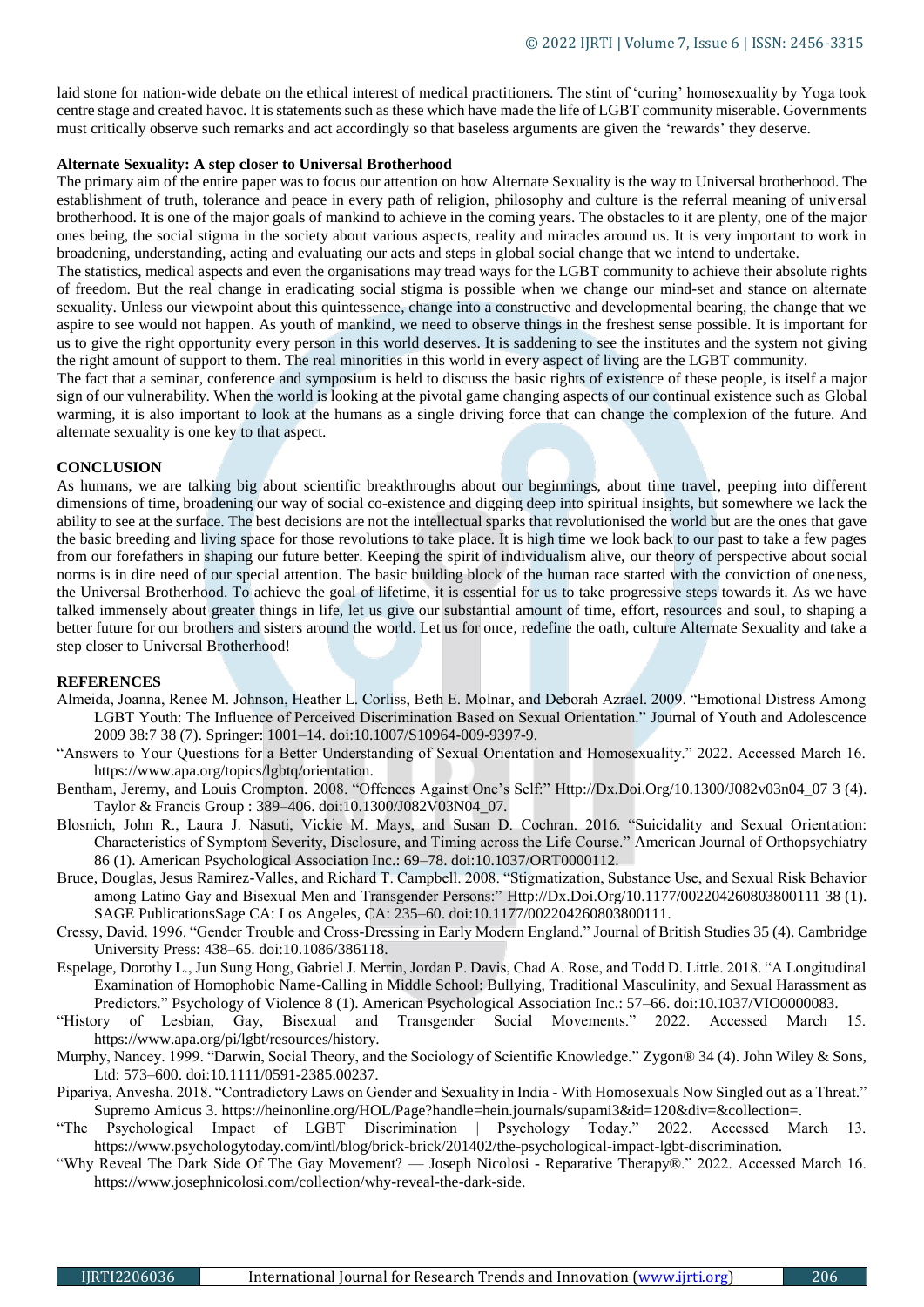laid stone for nation-wide debate on the ethical interest of medical practitioners. The stint of 'curing' homosexuality by Yoga took centre stage and created havoc. It is statements such as these which have made the life of LGBT community miserable. Governments must critically observe such remarks and act accordingly so that baseless arguments are given the 'rewards' they deserve.

**Alternate Sexuality: A step closer to Universal Brotherhood**

The primary aim of the entire paper was to focus our attention on how Alternate Sexuality is the way to Universal brotherhood. The establishment of truth, tolerance and peace in every path of religion, philosophy and culture is the referral meaning of universal brotherhood. It is one of the major goals of mankind to achieve in the coming years. The obstacles to it are plenty, one of the major ones being, the social stigma in the society about various aspects, reality and miracles around us. It is very important to work in broadening, understanding, acting and evaluating our acts and steps in global social change that we intend to undertake.

The statistics, medical aspects and even the organisations may tread ways for the LGBT community to achieve their absolute rights of freedom. But the real change in eradicating social stigma is possible when we change our mind-set and stance on alternate sexuality. Unless our viewpoint about this quintessence, change into a constructive and developmental bearing, the change that we aspire to see would not happen. As youth of mankind, we need to observe things in the freshest sense possible. It is important for us to give the right opportunity every person in this world deserves. It is saddening to see the institutes and the system not giving the right amount of support to them. The real minorities in this world in every aspect of living are the LGBT community.

The fact that a seminar, conference and symposium is held to discuss the basic rights of existence of these people, is itself a major sign of our vulnerability. When the world is looking at the pivotal game changing aspects of our continual existence such as Global warming, it is also important to look at the humans as a single driving force that can change the complexion of the future. And alternate sexuality is one key to that aspect.

**CONCLUSION**

As humans, we are talking big about scientific breakthroughs about our beginnings, about time travel, peeping into different dimensions of time, broadening our way of social co-existence and digging deep into spiritual insights, but somewhere we lack the ability to see at the surface. The best decisions are not the intellectual sparks that revolutionised the world but are the ones that gave the basic breeding and living space for those revolutions to take place. It is high time we look back to our past to take a few pages from our forefathers in shaping our future better. Keeping the spirit of individualism alive, our theory of perspective about social norms is in dire need of our special attention. The basic building block of the human race started with the conviction of oneness, the Universal Brotherhood. To achieve the goal of lifetime, it is essential for us to take progressive steps towards it. As we have talked immensely about greater things in life, let us give our substantial amount of time, effort, resources and soul, to shaping a better future for our brothers and sisters around the world. Let us for once, redefine the oath, culture Alternate Sexuality and take a step closer to Universal Brotherhood!

**REFERENCES**

Almeida, Joanna, Renee M. Johnson, Heather L. Corliss, Beth E. Molnar, and Deborah Azrael. 2009. "Emotional Distress Among LGBT Youth: The Influence of Perceived Discrimination Based on Sexual Orientation." Journal of Youth and Adolescence 2009 38:7 38 (7). Springer: 1001–14. doi:10.1007/S10964-009-9397-9.

"Answers to Your Questions for a Better Understanding of Sexual Orientation and Homosexuality." 2022. Accessed March 16. https://www.apa.org/topics/lgbtq/orientation.

Bentham, Jeremy, and Louis Crompton. 2008. "Offences Against One's Self:" Http://Dx.Doi.Org/10.1300/J082v03n04_07 3 (4). Taylor & Francis Group : 389–406. doi:10.1300/J082V03N04_07.

Blosnich, John R., Laura J. Nasuti, Vickie M. Mays, and Susan D. Cochran. 2016. "Suicidality and Sexual Orientation: Characteristics of Symptom Severity, Disclosure, and Timing across the Life Course." American Journal of Orthopsychiatry 86 (1). American Psychological Association Inc.: 69–78. doi:10.1037/ORT0000112.

Bruce, Douglas, Jesus Ramirez-Valles, and Richard T. Campbell. 2008. "Stigmatization, Substance Use, and Sexual Risk Behavior among Latino Gay and Bisexual Men and Transgender Persons:" Http://Dx.Doi.Org/10.1177/002204260803800111 38 (1). SAGE PublicationsSage CA: Los Angeles, CA: 235–60. doi:10.1177/002204260803800111.

Cressy, David. 1996. "Gender Trouble and Cross-Dressing in Early Modern England." Journal of British Studies 35 (4). Cambridge University Press: 438–65. doi:10.1086/386118.

Espelage, Dorothy L., Jun Sung Hong, Gabriel J. Merrin, Jordan P. Davis, Chad A. Rose, and Todd D. Little. 2018. "A Longitudinal Examination of Homophobic Name-Calling in Middle School: Bullying, Traditional Masculinity, and Sexual Harassment as Predictors." Psychology of Violence 8 (1). American Psychological Association Inc.: 57–66. doi:10.1037/VIO0000083.

"History of Lesbian, Gay, Bisexual and Transgender Social Movements." 2022. Accessed March 15. https://www.apa.org/pi/lgbt/resources/history.

Murphy, Nancey. 1999. "Darwin, Social Theory, and the Sociology of Scientific Knowledge." Zygon® 34 (4). John Wiley & Sons, Ltd: 573–600. doi:10.1111/0591-2385.00237.

Pipariya, Anvesha. 2018. "Contradictory Laws on Gender and Sexuality in India - With Homosexuals Now Singled out as a Threat." Supremo Amicus 3. https://heinonline.org/HOL/Page?handle=hein.journals/supami3&id=120&div=&collection=.

"The Psychological Impact of LGBT Discrimination | Psychology Today." 2022. Accessed March 13. https://www.psychologytoday.com/intl/blog/brick-brick/201402/the-psychological-impact-lgbt-discrimination.

"Why Reveal The Dark Side Of The Gay Movement? — Joseph Nicolosi - Reparative Therapy®." 2022. Accessed March 16. https://www.josephnicolosi.com/collection/why-reveal-the-dark-side.